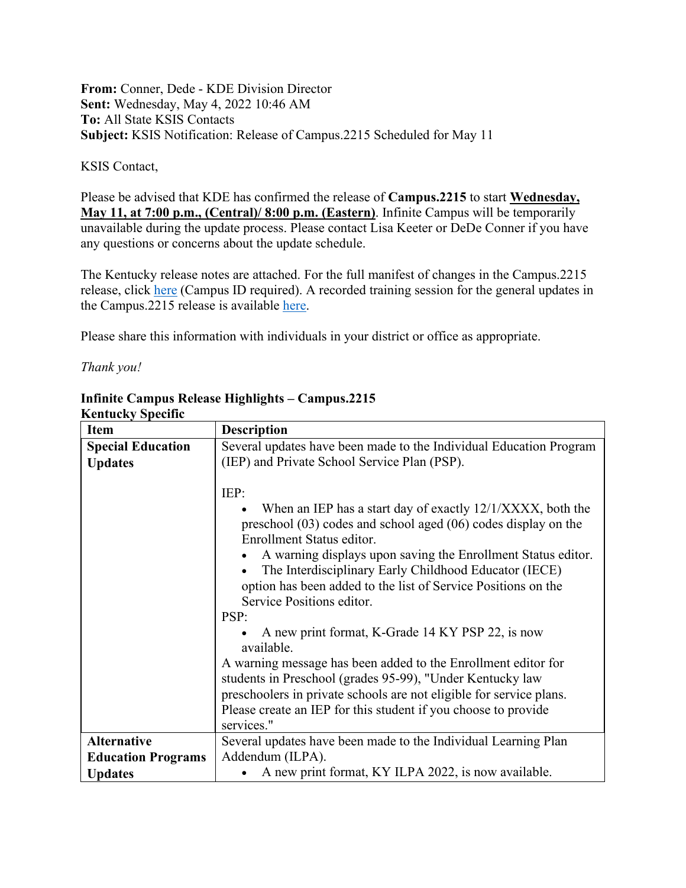**From:** Conner, Dede - KDE Division Director
**Sent:** Wednesday, May 4, 2022 10:46 AM
**To:** All State KSIS Contacts
**Subject:** KSIS Notification: Release of Campus.2215 Scheduled for May 11

KSIS Contact,

Please be advised that KDE has confirmed the release of **Campus.2215** to start **Wednesday, May 11, at 7:00 p.m., (Central)/ 8:00 p.m. (Eastern)**. Infinite Campus will be temporarily unavailable during the update process. Please contact Lisa Keeter or DeDe Conner if you have any questions or concerns about the update schedule.

The Kentucky release notes are attached. For the full manifest of changes in the Campus.2215 release, click here (Campus ID required). A recorded training session for the general updates in the Campus.2215 release is available here.

Please share this information with individuals in your district or office as appropriate.

*Thank you!*

**Infinite Campus Release Highlights – Campus.2215**
**Kentucky Specific**

| **Item** | **Description** |
|---|---|
| **Special Education Updates** | Several updates have been made to the Individual Education Program (IEP) and Private School Service Plan (PSP).<br><br>IEP:<br>• When an IEP has a start day of exactly 12/1/XXXX, both the preschool (03) codes and school aged (06) codes display on the Enrollment Status editor.<br>• A warning displays upon saving the Enrollment Status editor.<br>• The Interdisciplinary Early Childhood Educator (IECE) option has been added to the list of Service Positions on the Service Positions editor.<br>PSP:<br>• A new print format, K-Grade 14 KY PSP 22, is now available.<br>A warning message has been added to the Enrollment editor for students in Preschool (grades 95-99), "Under Kentucky law preschoolers in private schools are not eligible for service plans. Please create an IEP for this student if you choose to provide services." |
| **Alternative Education Programs Updates** | Several updates have been made to the Individual Learning Plan Addendum (ILPA).<br>• A new print format, KY ILPA 2022, is now available. |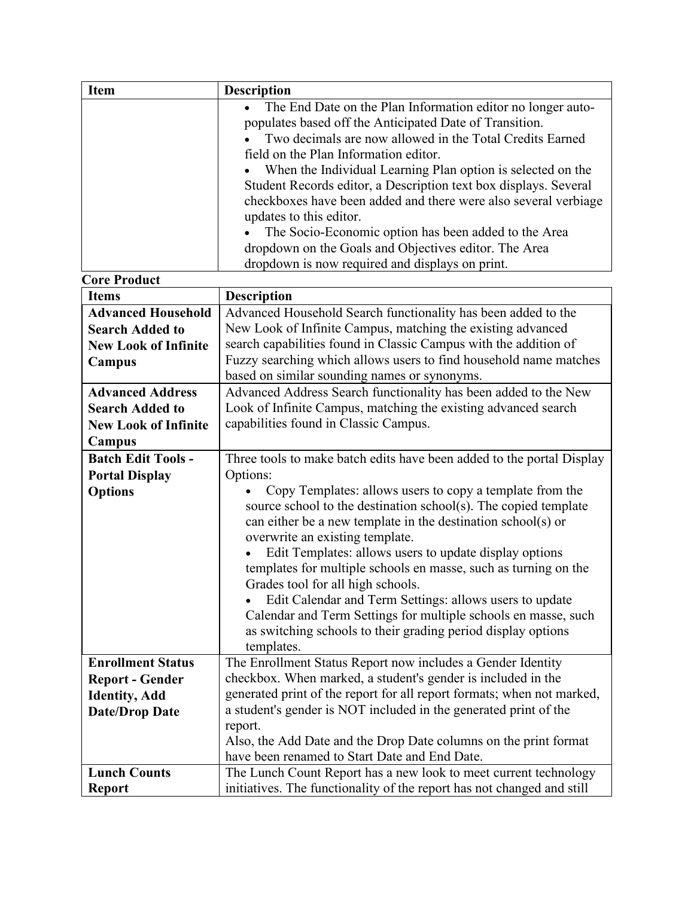| Item | Description |
| --- | --- |
| | • The End Date on the Plan Information editor no longer auto-populates based off the Anticipated Date of Transition.<br>• Two decimals are now allowed in the Total Credits Earned field on the Plan Information editor.<br>• When the Individual Learning Plan option is selected on the Student Records editor, a Description text box displays. Several checkboxes have been added and there were also several verbiage updates to this editor.<br>• The Socio-Economic option has been added to the Area dropdown on the Goals and Objectives editor. The Area dropdown is now required and displays on print. |

**Core Product**

| Items | Description |
| --- | --- |
| **Advanced Household Search Added to New Look of Infinite Campus** | Advanced Household Search functionality has been added to the New Look of Infinite Campus, matching the existing advanced search capabilities found in Classic Campus with the addition of Fuzzy searching which allows users to find household name matches based on similar sounding names or synonyms. |
| **Advanced Address Search Added to New Look of Infinite Campus** | Advanced Address Search functionality has been added to the New Look of Infinite Campus, matching the existing advanced search capabilities found in Classic Campus. |
| **Batch Edit Tools - Portal Display Options** | Three tools to make batch edits have been added to the portal Display Options:<br>• Copy Templates: allows users to copy a template from the source school to the destination school(s). The copied template can either be a new template in the destination school(s) or overwrite an existing template.<br>• Edit Templates: allows users to update display options templates for multiple schools en masse, such as turning on the Grades tool for all high schools.<br>• Edit Calendar and Term Settings: allows users to update Calendar and Term Settings for multiple schools en masse, such as switching schools to their grading period display options templates. |
| **Enrollment Status Report - Gender Identity, Add Date/Drop Date** | The Enrollment Status Report now includes a Gender Identity checkbox. When marked, a student's gender is included in the generated print of the report for all report formats; when not marked, a student's gender is NOT included in the generated print of the report.<br>Also, the Add Date and the Drop Date columns on the print format have been renamed to Start Date and End Date. |
| **Lunch Counts Report** | The Lunch Count Report has a new look to meet current technology initiatives. The functionality of the report has not changed and still |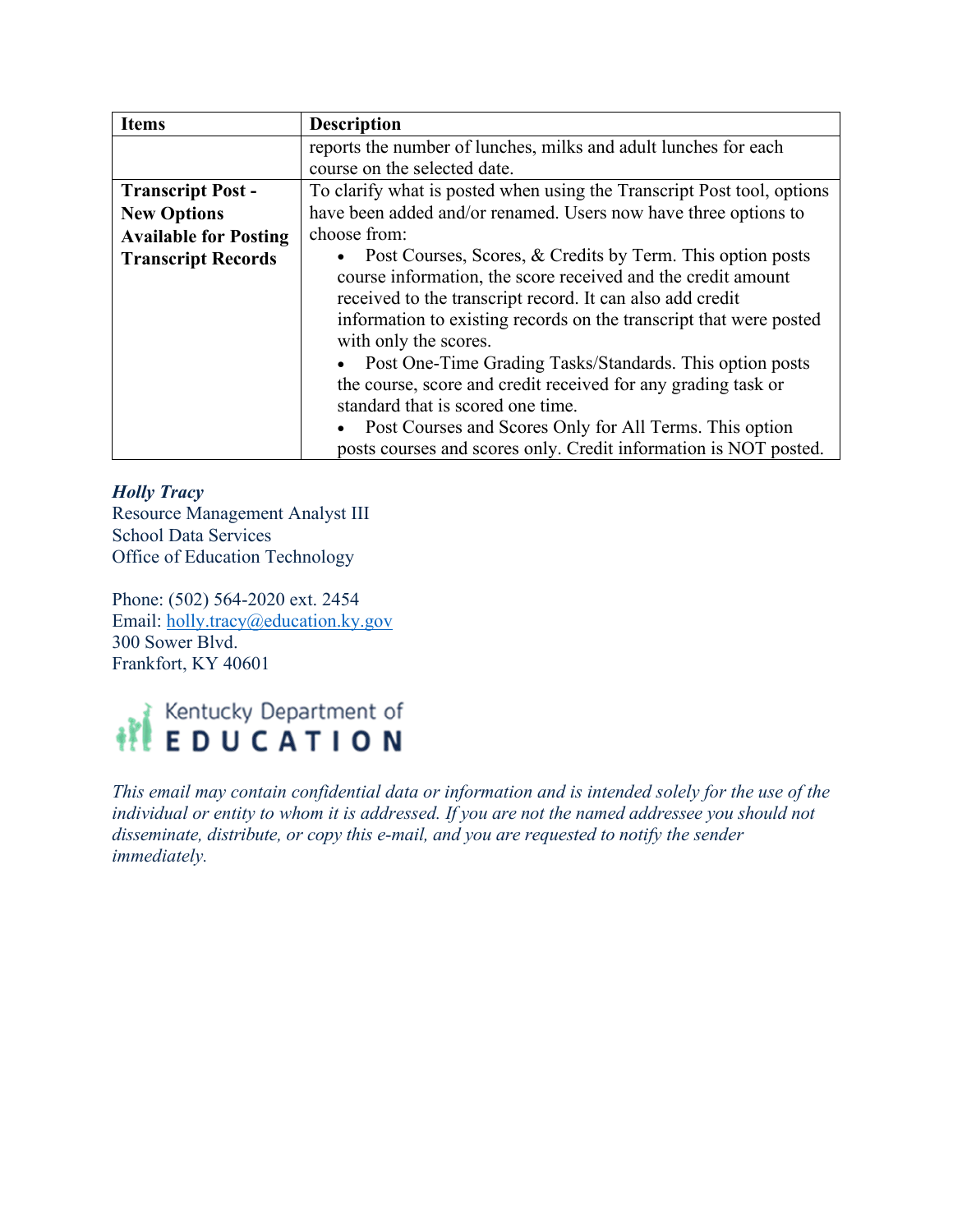| Items | Description |
|---|---|
| | reports the number of lunches, milks and adult lunches for each course on the selected date. |
| **Transcript Post - New Options Available for Posting Transcript Records** | To clarify what is posted when using the Transcript Post tool, options have been added and/or renamed. Users now have three options to choose from:<br>• Post Courses, Scores, & Credits by Term. This option posts course information, the score received and the credit amount received to the transcript record. It can also add credit information to existing records on the transcript that were posted with only the scores.<br>• Post One-Time Grading Tasks/Standards. This option posts the course, score and credit received for any grading task or standard that is scored one time.<br>• Post Courses and Scores Only for All Terms. This option posts courses and scores only. Credit information is NOT posted. |

***Holly Tracy***
Resource Management Analyst III
School Data Services
Office of Education Technology

Phone: (502) 564-2020 ext. 2454
Email: holly.tracy@education.ky.gov
300 Sower Blvd.
Frankfort, KY 40601

Kentucky Department of
EDUCATION

*This email may contain confidential data or information and is intended solely for the use of the individual or entity to whom it is addressed. If you are not the named addressee you should not disseminate, distribute, or copy this e-mail, and you are requested to notify the sender immediately.*